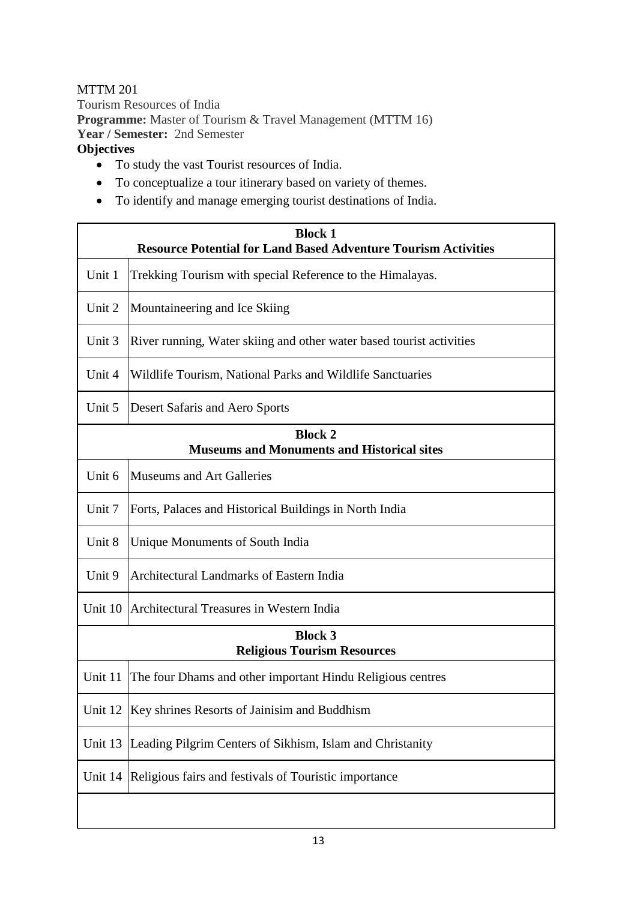MTTM 201

Tourism Resources of India

**Programme:** Master of Tourism & Travel Management (MTTM 16)

**Year / Semester:** 2nd Semester

**Objectives**

- To study the vast Tourist resources of India.
- To conceptualize a tour itinerary based on variety of themes.
- To identify and manage emerging tourist destinations of India.

| **Block 1**<br>**Resource Potential for Land Based Adventure Tourism Activities** | |
|---|---|
| Unit 1 | Trekking Tourism with special Reference to the Himalayas. |
| Unit 2 | Mountaineering and Ice Skiing |
| Unit 3 | River running, Water skiing and other water based tourist activities |
| Unit 4 | Wildlife Tourism, National Parks and Wildlife Sanctuaries |
| Unit 5 | Desert Safaris and Aero Sports |
| **Block 2**<br>**Museums and Monuments and Historical sites** | |
| Unit 6 | Museums and Art Galleries |
| Unit 7 | Forts, Palaces and Historical Buildings in North India |
| Unit 8 | Unique Monuments of South India |
| Unit 9 | Architectural Landmarks of Eastern India |
| Unit 10 | Architectural Treasures in Western India |
| **Block 3**<br>**Religious Tourism Resources** | |
| Unit 11 | The four Dhams and other important Hindu Religious centres |
| Unit 12 | Key shrines Resorts of Jainisim and Buddhism |
| Unit 13 | Leading Pilgrim Centers of Sikhism, Islam and Christanity |
| Unit 14 | Religious fairs and festivals of Touristic importance |
| | |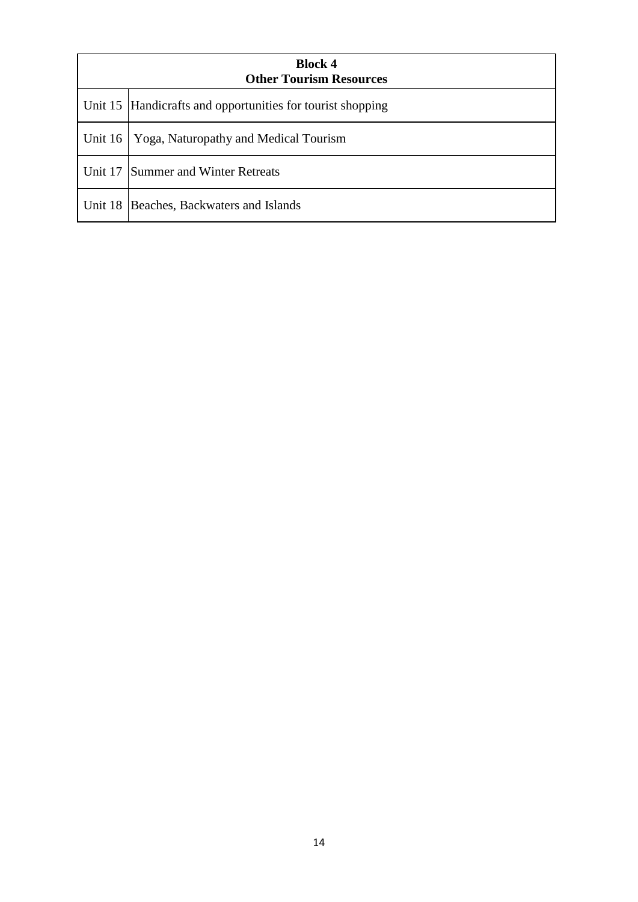| Block 4<br>**Other Tourism Resources** | |
|---|---|
| Unit 15 | Handicrafts and opportunities for tourist shopping |
| Unit 16 | Yoga, Naturopathy and Medical Tourism |
| Unit 17 | Summer and Winter Retreats |
| Unit 18 | Beaches, Backwaters and Islands |